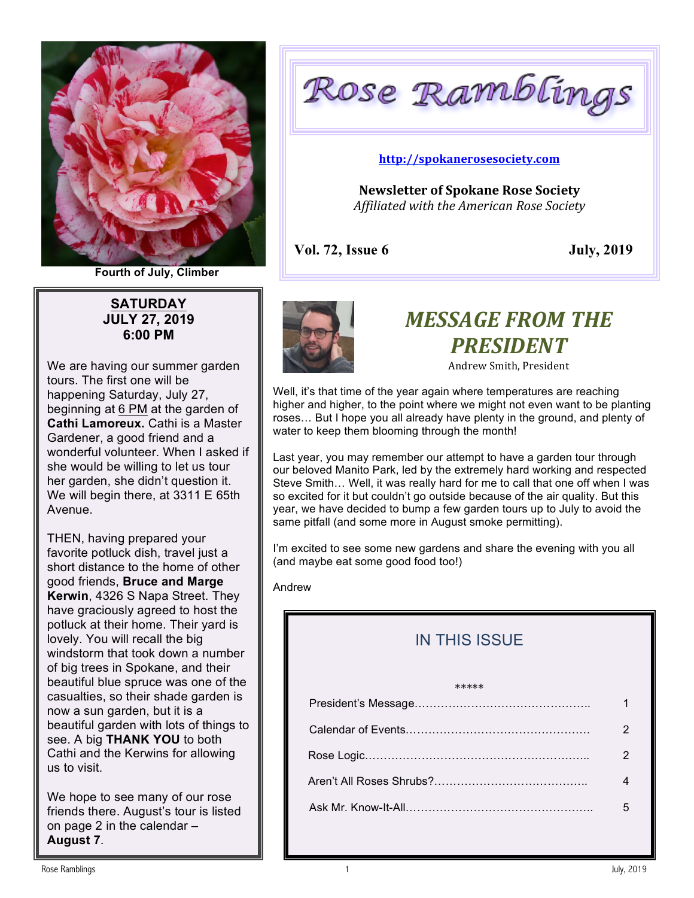Fourth of July, Climber

# Rose Ramblings

http://spokanerosesociety.com

**Newsletter of Spokane Rose Society**
*Affiliated with the American Rose Society*

**Vol. 72, Issue 6** **July, 2019**

**SATURDAY**
**JULY 27, 2019**
**6:00 PM**

We are having our summer garden tours. The first one will be happening Saturday, July 27, beginning at 6 PM at the garden of **Cathi Lamoreux.** Cathi is a Master Gardener, a good friend and a wonderful volunteer. When I asked if she would be willing to let us tour her garden, she didn't question it. We will begin there, at 3311 E 65th Avenue.

THEN, having prepared your favorite potluck dish, travel just a short distance to the home of other good friends, **Bruce and Marge Kerwin**, 4326 S Napa Street. They have graciously agreed to host the potluck at their home. Their yard is lovely. You will recall the big windstorm that took down a number of big trees in Spokane, and their beautiful blue spruce was one of the casualties, so their shade garden is now a sun garden, but it is a beautiful garden with lots of things to see. A big **THANK YOU** to both Cathi and the Kerwins for allowing us to visit.

We hope to see many of our rose friends there. August's tour is listed on page 2 in the calendar – **August 7**.

## *MESSAGE FROM THE PRESIDENT*

Andrew Smith, President

Well, it's that time of the year again where temperatures are reaching higher and higher, to the point where we might not even want to be planting roses… But I hope you all already have plenty in the ground, and plenty of water to keep them blooming through the month!

Last year, you may remember our attempt to have a garden tour through our beloved Manito Park, led by the extremely hard working and respected Steve Smith… Well, it was really hard for me to call that one off when I was so excited for it but couldn't go outside because of the air quality. But this year, we have decided to bump a few garden tours up to July to avoid the same pitfall (and some more in August smoke permitting).

I'm excited to see some new gardens and share the evening with you all (and maybe eat some good food too!)

Andrew

## IN THIS ISSUE

*****

| | |
|---|---|
| President's Message…………………………………………. | 1 |
| Calendar of Events…………………………………………. | 2 |
| Rose Logic………………………………………………….. | 2 |
| Aren't All Roses Shrubs?…………………………………. | 4 |
| Ask Mr. Know-It-All…………………………………………. | 5 |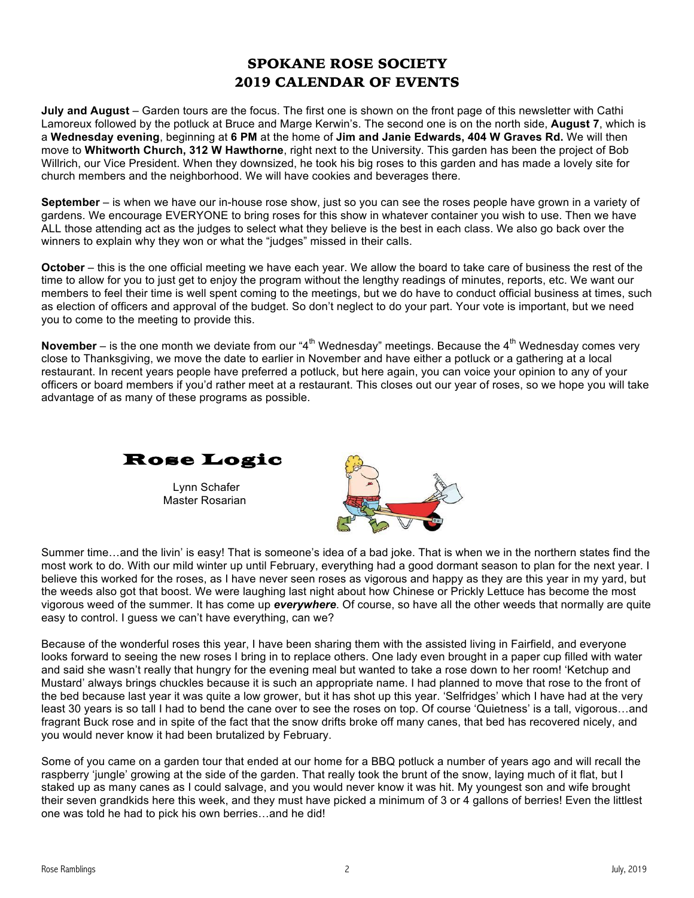# SPOKANE ROSE SOCIETY
# 2019 CALENDAR OF EVENTS

**July and August** – Garden tours are the focus. The first one is shown on the front page of this newsletter with Cathi Lamoreux followed by the potluck at Bruce and Marge Kerwin's. The second one is on the north side, **August 7**, which is a **Wednesday evening**, beginning at **6 PM** at the home of **Jim and Janie Edwards, 404 W Graves Rd.** We will then move to **Whitworth Church, 312 W Hawthorne**, right next to the University. This garden has been the project of Bob Willrich, our Vice President. When they downsized, he took his big roses to this garden and has made a lovely site for church members and the neighborhood. We will have cookies and beverages there.

**September** – is when we have our in-house rose show, just so you can see the roses people have grown in a variety of gardens. We encourage EVERYONE to bring roses for this show in whatever container you wish to use. Then we have ALL those attending act as the judges to select what they believe is the best in each class. We also go back over the winners to explain why they won or what the "judges" missed in their calls.

**October** – this is the one official meeting we have each year. We allow the board to take care of business the rest of the time to allow for you to just get to enjoy the program without the lengthy readings of minutes, reports, etc. We want our members to feel their time is well spent coming to the meetings, but we do have to conduct official business at times, such as election of officers and approval of the budget. So don't neglect to do your part. Your vote is important, but we need you to come to the meeting to provide this.

**November** – is the one month we deviate from our "4th Wednesday" meetings. Because the 4th Wednesday comes very close to Thanksgiving, we move the date to earlier in November and have either a potluck or a gathering at a local restaurant. In recent years people have preferred a potluck, but here again, you can voice your opinion to any of your officers or board members if you'd rather meet at a restaurant. This closes out our year of roses, so we hope you will take advantage of as many of these programs as possible.

## Rose Logic

Lynn Schafer
Master Rosarian

Summer time…and the livin' is easy! That is someone's idea of a bad joke. That is when we in the northern states find the most work to do. With our mild winter up until February, everything had a good dormant season to plan for the next year. I believe this worked for the roses, as I have never seen roses as vigorous and happy as they are this year in my yard, but the weeds also got that boost. We were laughing last night about how Chinese or Prickly Lettuce has become the most vigorous weed of the summer. It has come up ***everywhere***. Of course, so have all the other weeds that normally are quite easy to control. I guess we can't have everything, can we?

Because of the wonderful roses this year, I have been sharing them with the assisted living in Fairfield, and everyone looks forward to seeing the new roses I bring in to replace others. One lady even brought in a paper cup filled with water and said she wasn't really that hungry for the evening meal but wanted to take a rose down to her room! 'Ketchup and Mustard' always brings chuckles because it is such an appropriate name. I had planned to move that rose to the front of the bed because last year it was quite a low grower, but it has shot up this year. 'Selfridges' which I have had at the very least 30 years is so tall I had to bend the cane over to see the roses on top. Of course 'Quietness' is a tall, vigorous…and fragrant Buck rose and in spite of the fact that the snow drifts broke off many canes, that bed has recovered nicely, and you would never know it had been brutalized by February.

Some of you came on a garden tour that ended at our home for a BBQ potluck a number of years ago and will recall the raspberry 'jungle' growing at the side of the garden. That really took the brunt of the snow, laying much of it flat, but I staked up as many canes as I could salvage, and you would never know it was hit. My youngest son and wife brought their seven grandkids here this week, and they must have picked a minimum of 3 or 4 gallons of berries! Even the littlest one was told he had to pick his own berries…and he did!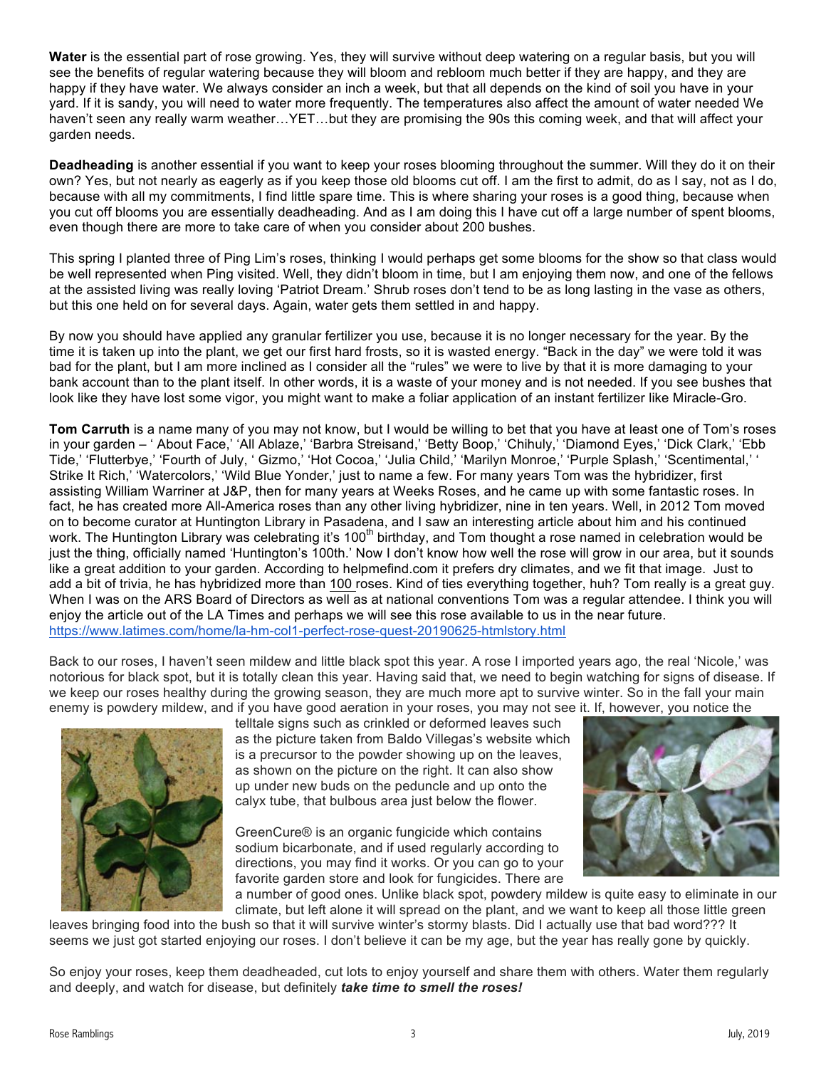**Water** is the essential part of rose growing. Yes, they will survive without deep watering on a regular basis, but you will see the benefits of regular watering because they will bloom and rebloom much better if they are happy, and they are happy if they have water. We always consider an inch a week, but that all depends on the kind of soil you have in your yard. If it is sandy, you will need to water more frequently. The temperatures also affect the amount of water needed We haven't seen any really warm weather…YET…but they are promising the 90s this coming week, and that will affect your garden needs.

**Deadheading** is another essential if you want to keep your roses blooming throughout the summer. Will they do it on their own? Yes, but not nearly as eagerly as if you keep those old blooms cut off. I am the first to admit, do as I say, not as I do, because with all my commitments, I find little spare time. This is where sharing your roses is a good thing, because when you cut off blooms you are essentially deadheading. And as I am doing this I have cut off a large number of spent blooms, even though there are more to take care of when you consider about 200 bushes.

This spring I planted three of Ping Lim's roses, thinking I would perhaps get some blooms for the show so that class would be well represented when Ping visited. Well, they didn't bloom in time, but I am enjoying them now, and one of the fellows at the assisted living was really loving 'Patriot Dream.' Shrub roses don't tend to be as long lasting in the vase as others, but this one held on for several days. Again, water gets them settled in and happy.

By now you should have applied any granular fertilizer you use, because it is no longer necessary for the year. By the time it is taken up into the plant, we get our first hard frosts, so it is wasted energy. "Back in the day" we were told it was bad for the plant, but I am more inclined as I consider all the "rules" we were to live by that it is more damaging to your bank account than to the plant itself. In other words, it is a waste of your money and is not needed. If you see bushes that look like they have lost some vigor, you might want to make a foliar application of an instant fertilizer like Miracle-Gro.

**Tom Carruth** is a name many of you may not know, but I would be willing to bet that you have at least one of Tom's roses in your garden – ' About Face,' 'All Ablaze,' 'Barbra Streisand,' 'Betty Boop,' 'Chihuly,' 'Diamond Eyes,' 'Dick Clark,' 'Ebb Tide,' 'Flutterbye,' 'Fourth of July,' ' Gizmo,' 'Hot Cocoa,' 'Julia Child,' 'Marilyn Monroe,' 'Purple Splash,' 'Scentimental,' ' Strike It Rich,' 'Watercolors,' 'Wild Blue Yonder,' just to name a few. For many years Tom was the hybridizer, first assisting William Warriner at J&P, then for many years at Weeks Roses, and he came up with some fantastic roses. In fact, he has created more All-America roses than any other living hybridizer, nine in ten years. Well, in 2012 Tom moved on to become curator at Huntington Library in Pasadena, and I saw an interesting article about him and his continued work. The Huntington Library was celebrating it's 100th birthday, and Tom thought a rose named in celebration would be just the thing, officially named 'Huntington's 100th.' Now I don't know how well the rose will grow in our area, but it sounds like a great addition to your garden. According to helpmefind.com it prefers dry climates, and we fit that image. Just to add a bit of trivia, he has hybridized more than 100 roses. Kind of ties everything together, huh? Tom really is a great guy. When I was on the ARS Board of Directors as well as at national conventions Tom was a regular attendee. I think you will enjoy the article out of the LA Times and perhaps we will see this rose available to us in the near future.
https://www.latimes.com/home/la-hm-col1-perfect-rose-quest-20190625-htmlstory.html

Back to our roses, I haven't seen mildew and little black spot this year. A rose I imported years ago, the real 'Nicole,' was notorious for black spot, but it is totally clean this year. Having said that, we need to begin watching for signs of disease. If we keep our roses healthy during the growing season, they are much more apt to survive winter. So in the fall your main enemy is powdery mildew, and if you have good aeration in your roses, you may not see it. If, however, you notice the telltale signs such as crinkled or deformed leaves such as the picture taken from Baldo Villegas's website which is a precursor to the powder showing up on the leaves, as shown on the picture on the right. It can also show up under new buds on the peduncle and up onto the calyx tube, that bulbous area just below the flower.

GreenCure® is an organic fungicide which contains sodium bicarbonate, and if used regularly according to directions, you may find it works. Or you can go to your favorite garden store and look for fungicides. There are a number of good ones. Unlike black spot, powdery mildew is quite easy to eliminate in our climate, but left alone it will spread on the plant, and we want to keep all those little green leaves bringing food into the bush so that it will survive winter's stormy blasts. Did I actually use that bad word??? It seems we just got started enjoying our roses. I don't believe it can be my age, but the year has really gone by quickly.

So enjoy your roses, keep them deadheaded, cut lots to enjoy yourself and share them with others. Water them regularly and deeply, and watch for disease, but definitely ***take time to smell the roses!***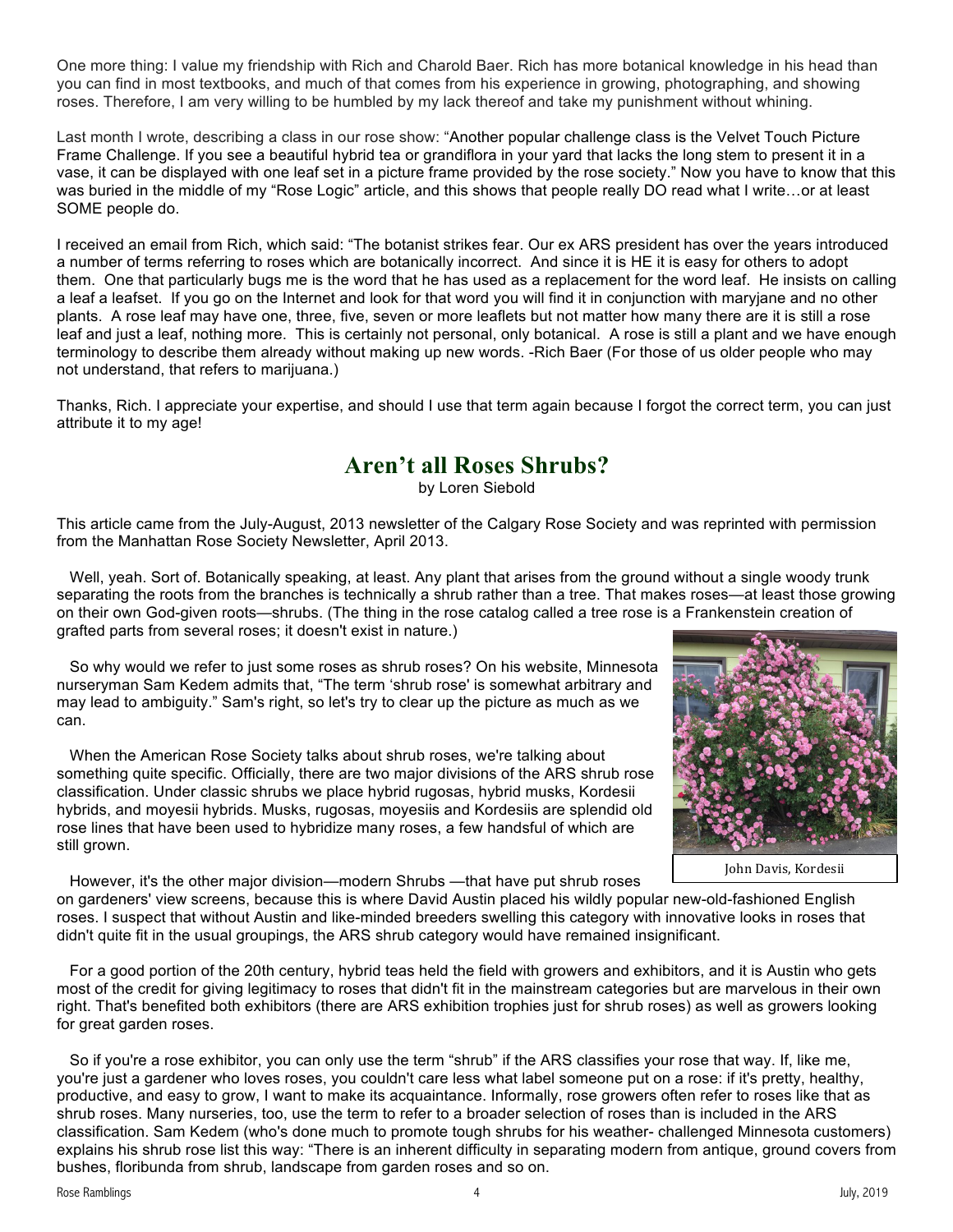One more thing: I value my friendship with Rich and Charold Baer. Rich has more botanical knowledge in his head than you can find in most textbooks, and much of that comes from his experience in growing, photographing, and showing roses. Therefore, I am very willing to be humbled by my lack thereof and take my punishment without whining.

Last month I wrote, describing a class in our rose show: "Another popular challenge class is the Velvet Touch Picture Frame Challenge. If you see a beautiful hybrid tea or grandiflora in your yard that lacks the long stem to present it in a vase, it can be displayed with one leaf set in a picture frame provided by the rose society." Now you have to know that this was buried in the middle of my "Rose Logic" article, and this shows that people really DO read what I write…or at least SOME people do.

I received an email from Rich, which said: "The botanist strikes fear. Our ex ARS president has over the years introduced a number of terms referring to roses which are botanically incorrect. And since it is HE it is easy for others to adopt them. One that particularly bugs me is the word that he has used as a replacement for the word leaf. He insists on calling a leaf a leafset. If you go on the Internet and look for that word you will find it in conjunction with maryjane and no other plants. A rose leaf may have one, three, five, seven or more leaflets but not matter how many there are it is still a rose leaf and just a leaf, nothing more. This is certainly not personal, only botanical. A rose is still a plant and we have enough terminology to describe them already without making up new words. -Rich Baer (For those of us older people who may not understand, that refers to marijuana.)

Thanks, Rich. I appreciate your expertise, and should I use that term again because I forgot the correct term, you can just attribute it to my age!

## Aren't all Roses Shrubs?

by Loren Siebold

This article came from the July-August, 2013 newsletter of the Calgary Rose Society and was reprinted with permission from the Manhattan Rose Society Newsletter, April 2013.

Well, yeah. Sort of. Botanically speaking, at least. Any plant that arises from the ground without a single woody trunk separating the roots from the branches is technically a shrub rather than a tree. That makes roses—at least those growing on their own God-given roots—shrubs. (The thing in the rose catalog called a tree rose is a Frankenstein creation of grafted parts from several roses; it doesn't exist in nature.)

So why would we refer to just some roses as shrub roses? On his website, Minnesota nurseryman Sam Kedem admits that, "The term 'shrub rose' is somewhat arbitrary and may lead to ambiguity." Sam's right, so let's try to clear up the picture as much as we can.

When the American Rose Society talks about shrub roses, we're talking about something quite specific. Officially, there are two major divisions of the ARS shrub rose classification. Under classic shrubs we place hybrid rugosas, hybrid musks, Kordesii hybrids, and moyesii hybrids. Musks, rugosas, moyesiis and Kordesiis are splendid old rose lines that have been used to hybridize many roses, a few handsful of which are still grown.

John Davis, Kordesii

However, it's the other major division—modern Shrubs —that have put shrub roses on gardeners' view screens, because this is where David Austin placed his wildly popular new-old-fashioned English roses. I suspect that without Austin and like-minded breeders swelling this category with innovative looks in roses that didn't quite fit in the usual groupings, the ARS shrub category would have remained insignificant.

For a good portion of the 20th century, hybrid teas held the field with growers and exhibitors, and it is Austin who gets most of the credit for giving legitimacy to roses that didn't fit in the mainstream categories but are marvelous in their own right. That's benefited both exhibitors (there are ARS exhibition trophies just for shrub roses) as well as growers looking for great garden roses.

So if you're a rose exhibitor, you can only use the term "shrub" if the ARS classifies your rose that way. If, like me, you're just a gardener who loves roses, you couldn't care less what label someone put on a rose: if it's pretty, healthy, productive, and easy to grow, I want to make its acquaintance. Informally, rose growers often refer to roses like that as shrub roses. Many nurseries, too, use the term to refer to a broader selection of roses than is included in the ARS classification. Sam Kedem (who's done much to promote tough shrubs for his weather- challenged Minnesota customers) explains his shrub rose list this way: "There is an inherent difficulty in separating modern from antique, ground covers from bushes, floribunda from shrub, landscape from garden roses and so on.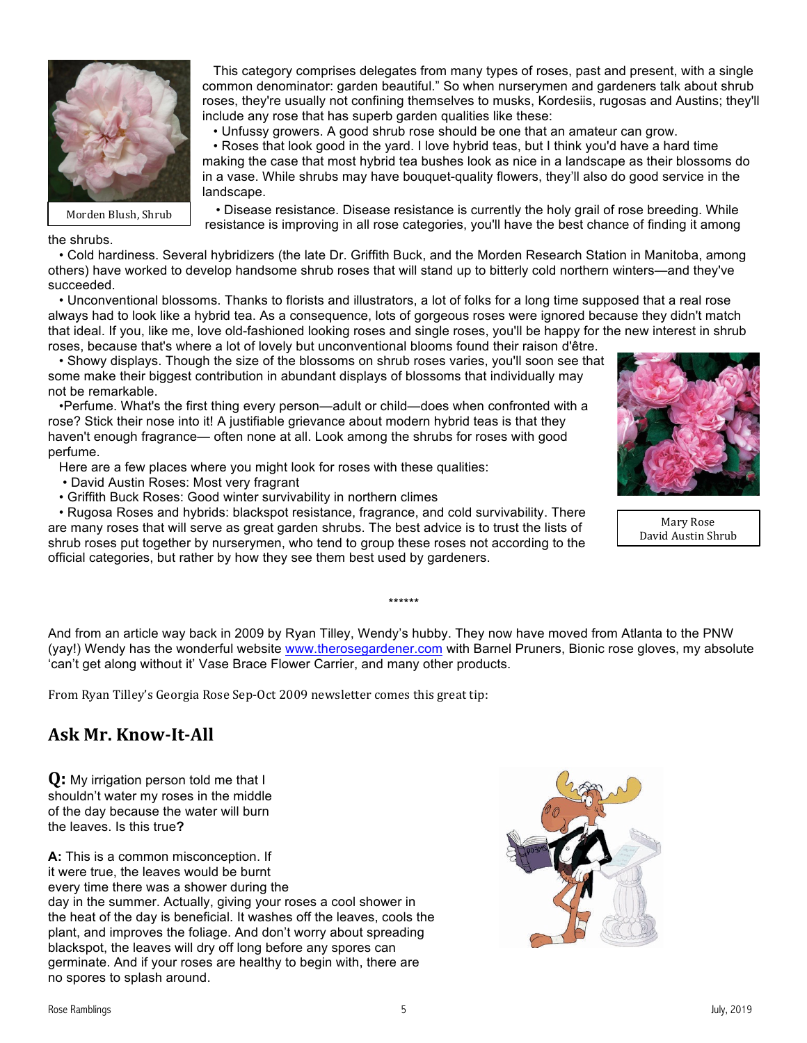This category comprises delegates from many types of roses, past and present, with a single common denominator: garden beautiful." So when nurserymen and gardeners talk about shrub roses, they're usually not confining themselves to musks, Kordesiis, rugosas and Austins; they'll include any rose that has superb garden qualities like these:

- Unfussy growers. A good shrub rose should be one that an amateur can grow.
- Roses that look good in the yard. I love hybrid teas, but I think you'd have a hard time making the case that most hybrid tea bushes look as nice in a landscape as their blossoms do in a vase. While shrubs may have bouquet-quality flowers, they'll also do good service in the landscape.

Morden Blush, Shrub

- Disease resistance. Disease resistance is currently the holy grail of rose breeding. While resistance is improving in all rose categories, you'll have the best chance of finding it among the shrubs.
- Cold hardiness. Several hybridizers (the late Dr. Griffith Buck, and the Morden Research Station in Manitoba, among others) have worked to develop handsome shrub roses that will stand up to bitterly cold northern winters—and they've succeeded.
- Unconventional blossoms. Thanks to florists and illustrators, a lot of folks for a long time supposed that a real rose always had to look like a hybrid tea. As a consequence, lots of gorgeous roses were ignored because they didn't match that ideal. If you, like me, love old-fashioned looking roses and single roses, you'll be happy for the new interest in shrub roses, because that's where a lot of lovely but unconventional blooms found their raison d'être.
- Showy displays. Though the size of the blossoms on shrub roses varies, you'll soon see that some make their biggest contribution in abundant displays of blossoms that individually may not be remarkable.
- Perfume. What's the first thing every person—adult or child—does when confronted with a rose? Stick their nose into it! A justifiable grievance about modern hybrid teas is that they haven't enough fragrance— often none at all. Look among the shrubs for roses with good perfume.

Here are a few places where you might look for roses with these qualities:

- David Austin Roses: Most very fragrant
- Griffith Buck Roses: Good winter survivability in northern climes
- Rugosa Roses and hybrids: blackspot resistance, fragrance, and cold survivability. There are many roses that will serve as great garden shrubs. The best advice is to trust the lists of shrub roses put together by nurserymen, who tend to group these roses not according to the official categories, but rather by how they see them best used by gardeners.

Mary Rose
David Austin Shrub

******

And from an article way back in 2009 by Ryan Tilley, Wendy's hubby. They now have moved from Atlanta to the PNW (yay!) Wendy has the wonderful website www.therosegardener.com with Barnel Pruners, Bionic rose gloves, my absolute 'can't get along without it' Vase Brace Flower Carrier, and many other products.

From Ryan Tilley's Georgia Rose Sep-Oct 2009 newsletter comes this great tip:

## Ask Mr. Know-It-All

**Q:** My irrigation person told me that I shouldn't water my roses in the middle of the day because the water will burn the leaves. Is this true**?**

**A:** This is a common misconception. If it were true, the leaves would be burnt every time there was a shower during the day in the summer. Actually, giving your roses a cool shower in the heat of the day is beneficial. It washes off the leaves, cools the plant, and improves the foliage. And don't worry about spreading blackspot, the leaves will dry off long before any spores can germinate. And if your roses are healthy to begin with, there are no spores to splash around.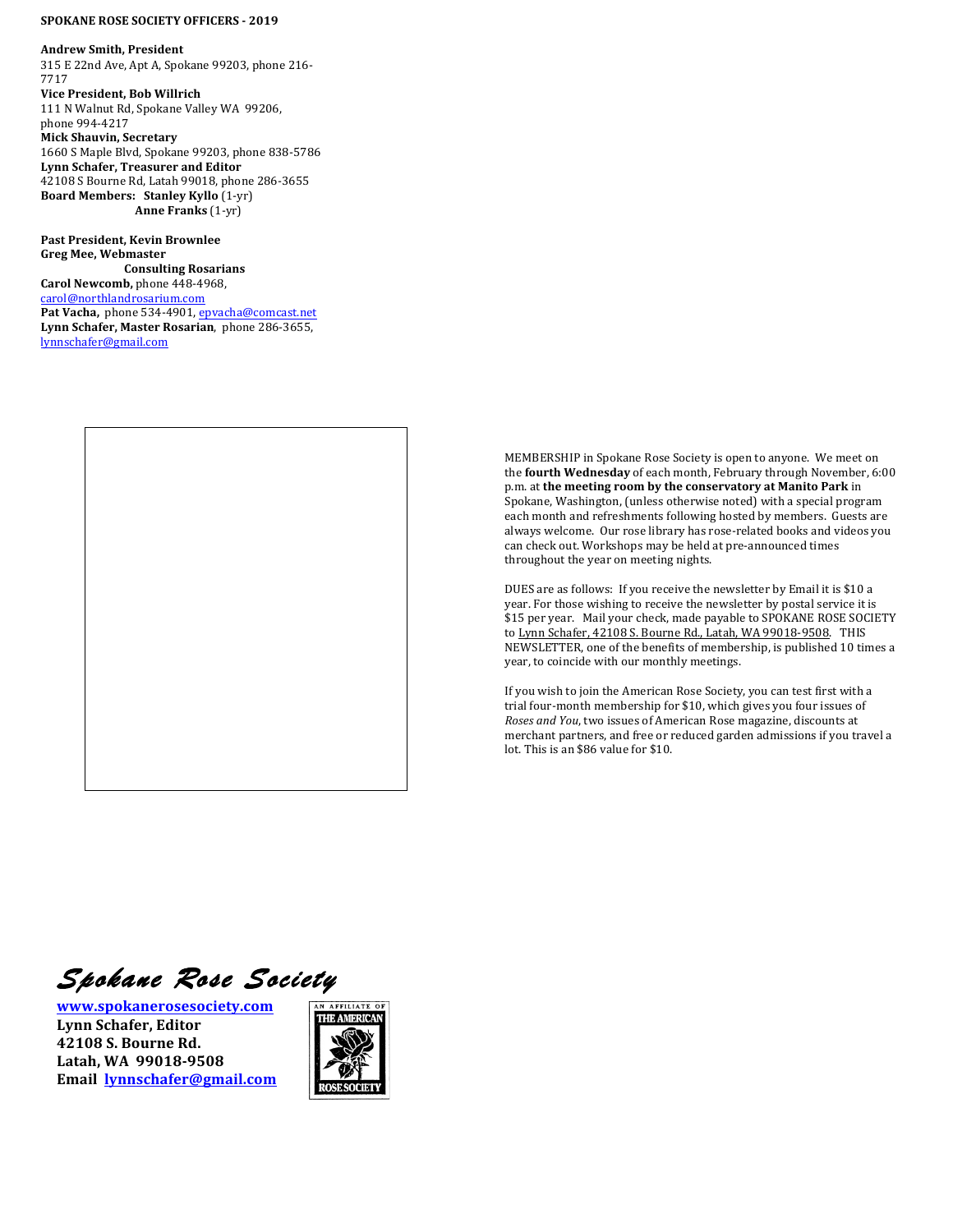**SPOKANE ROSE SOCIETY OFFICERS - 2019**

**Andrew Smith, President**
315 E 22nd Ave, Apt A, Spokane 99203, phone 216-7717
**Vice President, Bob Willrich**
111 N Walnut Rd, Spokane Valley WA 99206, phone 994-4217
**Mick Shauvin, Secretary**
1660 S Maple Blvd, Spokane 99203, phone 838-5786
**Lynn Schafer, Treasurer and Editor**
42108 S Bourne Rd, Latah 99018, phone 286-3655
**Board Members: Stanley Kyllo** (1-yr)
**Anne Franks** (1-yr)

**Past President, Kevin Brownlee**
**Greg Mee, Webmaster**
**Consulting Rosarians**
**Carol Newcomb,** phone 448-4968, carol@northlandrosarium.com
**Pat Vacha,** phone 534-4901, epvacha@comcast.net
**Lynn Schafer, Master Rosarian**, phone 286-3655, lynnschafer@gmail.com

MEMBERSHIP in Spokane Rose Society is open to anyone. We meet on the **fourth Wednesday** of each month, February through November, 6:00 p.m. at **the meeting room by the conservatory at Manito Park** in Spokane, Washington, (unless otherwise noted) with a special program each month and refreshments following hosted by members. Guests are always welcome. Our rose library has rose-related books and videos you can check out. Workshops may be held at pre-announced times throughout the year on meeting nights.

DUES are as follows: If you receive the newsletter by Email it is $10 a year. For those wishing to receive the newsletter by postal service it is $15 per year. Mail your check, made payable to SPOKANE ROSE SOCIETY to Lynn Schafer, 42108 S. Bourne Rd., Latah, WA 99018-9508. THIS NEWSLETTER, one of the benefits of membership, is published 10 times a year, to coincide with our monthly meetings.

If you wish to join the American Rose Society, you can test first with a trial four-month membership for $10, which gives you four issues of *Roses and You*, two issues of American Rose magazine, discounts at merchant partners, and free or reduced garden admissions if you travel a lot. This is an $86 value for $10.

*Spokane Rose Society*

**www.spokanerosesociety.com**
**Lynn Schafer, Editor**
**42108 S. Bourne Rd.**
**Latah, WA 99018-9508**
**Email lynnschafer@gmail.com**

AN AFFILIATE OF THE AMERICAN ROSE SOCIETY